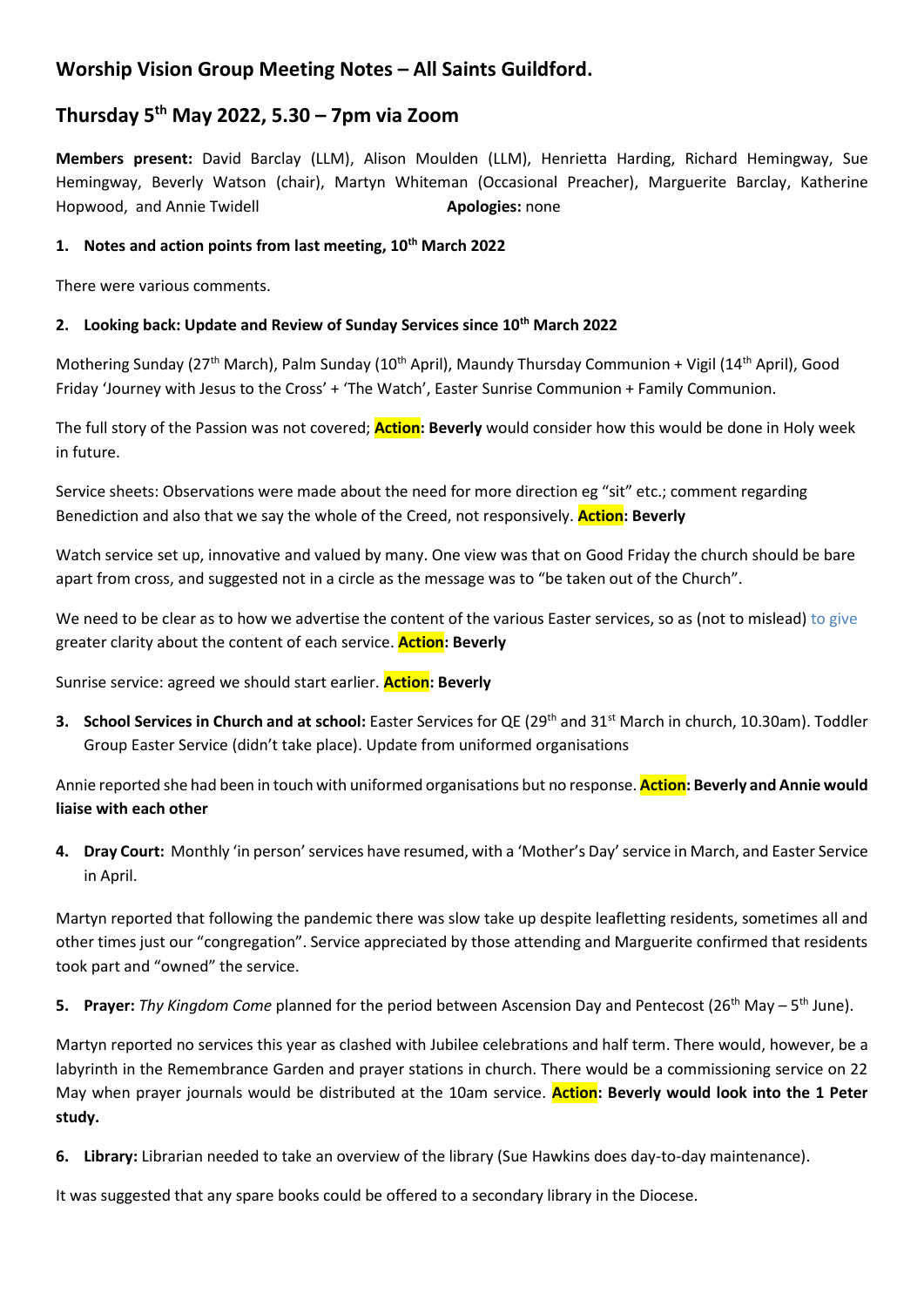# Worship Vision Group Meeting Notes – All Saints Guildford.

## Thursday 5th May 2022, 5.30 – 7pm via Zoom

**Members present:** David Barclay (LLM), Alison Moulden (LLM), Henrietta Harding, Richard Hemingway, Sue Hemingway, Beverly Watson (chair), Martyn Whiteman (Occasional Preacher), Marguerite Barclay, Katherine Hopwood, and Annie Twidell **Apologies:** none

**1. Notes and action points from last meeting, 10th March 2022**

There were various comments.

**2. Looking back: Update and Review of Sunday Services since 10th March 2022**

Mothering Sunday (27th March), Palm Sunday (10th April), Maundy Thursday Communion + Vigil (14th April), Good Friday 'Journey with Jesus to the Cross' + 'The Watch', Easter Sunrise Communion + Family Communion.

The full story of the Passion was not covered; **Action: Beverly** would consider how this would be done in Holy week in future.

Service sheets: Observations were made about the need for more direction eg "sit" etc.; comment regarding Benediction and also that we say the whole of the Creed, not responsively. **Action: Beverly**

Watch service set up, innovative and valued by many. One view was that on Good Friday the church should be bare apart from cross, and suggested not in a circle as the message was to "be taken out of the Church".

We need to be clear as to how we advertise the content of the various Easter services, so as (not to mislead) to give greater clarity about the content of each service. **Action: Beverly**

Sunrise service: agreed we should start earlier. **Action: Beverly**

**3. School Services in Church and at school:** Easter Services for QE (29th and 31st March in church, 10.30am). Toddler Group Easter Service (didn't take place). Update from uniformed organisations

Annie reported she had been in touch with uniformed organisations but no response. **Action: Beverly and Annie would liaise with each other**

**4. Dray Court:** Monthly 'in person' services have resumed, with a 'Mother's Day' service in March, and Easter Service in April.

Martyn reported that following the pandemic there was slow take up despite leafletting residents, sometimes all and other times just our "congregation". Service appreciated by those attending and Marguerite confirmed that residents took part and "owned" the service.

**5. Prayer:** *Thy Kingdom Come* planned for the period between Ascension Day and Pentecost (26th May – 5th June).

Martyn reported no services this year as clashed with Jubilee celebrations and half term. There would, however, be a labyrinth in the Remembrance Garden and prayer stations in church. There would be a commissioning service on 22 May when prayer journals would be distributed at the 10am service. **Action: Beverly would look into the 1 Peter study.**

**6. Library:** Librarian needed to take an overview of the library (Sue Hawkins does day-to-day maintenance).

It was suggested that any spare books could be offered to a secondary library in the Diocese.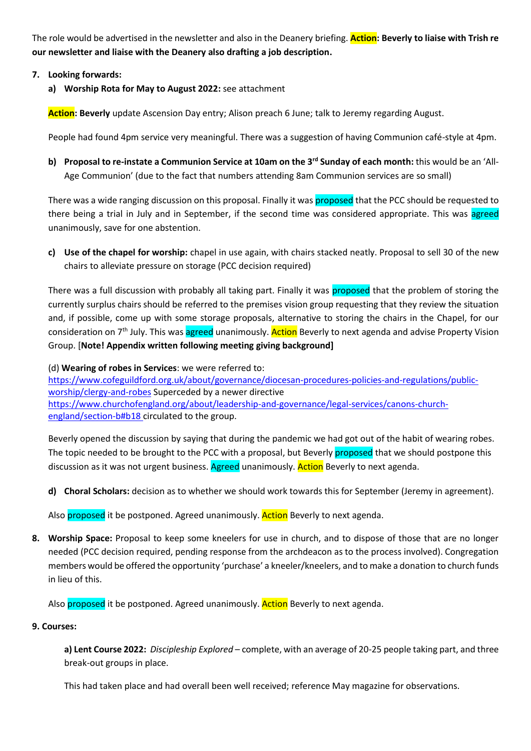The role would be advertised in the newsletter and also in the Deanery briefing. **Action: Beverly to liaise with Trish re our newsletter and liaise with the Deanery also drafting a job description.**

7. **Looking forwards:**
   a) **Worship Rota for May to August 2022:** see attachment

   **Action: Beverly** update Ascension Day entry; Alison preach 6 June; talk to Jeremy regarding August.

   People had found 4pm service very meaningful. There was a suggestion of having Communion café-style at 4pm.

   b) **Proposal to re-instate a Communion Service at 10am on the 3rd Sunday of each month:** this would be an 'All-Age Communion' (due to the fact that numbers attending 8am Communion services are so small)

   There was a wide ranging discussion on this proposal. Finally it was proposed that the PCC should be requested to there being a trial in July and in September, if the second time was considered appropriate. This was agreed unanimously, save for one abstention.

   c) **Use of the chapel for worship:** chapel in use again, with chairs stacked neatly. Proposal to sell 30 of the new chairs to alleviate pressure on storage (PCC decision required)

   There was a full discussion with probably all taking part. Finally it was proposed that the problem of storing the currently surplus chairs should be referred to the premises vision group requesting that they review the situation and, if possible, come up with some storage proposals, alternative to storing the chairs in the Chapel, for our consideration on 7th July. This was agreed unanimously. Action Beverly to next agenda and advise Property Vision Group. [**Note! Appendix written following meeting giving background]**

   (d) **Wearing of robes in Services**: we were referred to: [https://www.cofeguildford.org.uk/about/governance/diocesan-procedures-policies-and-regulations/public-worship/clergy-and-robes](https://www.cofeguildford.org.uk/about/governance/diocesan-procedures-policies-and-regulations/public-worship/clergy-and-robes) Superceded by a newer directive [https://www.churchofengland.org/about/leadership-and-governance/legal-services/canons-church-england/section-b#b18](https://www.churchofengland.org/about/leadership-and-governance/legal-services/canons-church-england/section-b#b18) circulated to the group.

   Beverly opened the discussion by saying that during the pandemic we had got out of the habit of wearing robes. The topic needed to be brought to the PCC with a proposal, but Beverly proposed that we should postpone this discussion as it was not urgent business. Agreed unanimously. Action Beverly to next agenda.

   d) **Choral Scholars:** decision as to whether we should work towards this for September (Jeremy in agreement).

   Also proposed it be postponed. Agreed unanimously. Action Beverly to next agenda.

8. **Worship Space:** Proposal to keep some kneelers for use in church, and to dispose of those that are no longer needed (PCC decision required, pending response from the archdeacon as to the process involved). Congregation members would be offered the opportunity 'purchase' a kneeler/kneelers, and to make a donation to church funds in lieu of this.

   Also proposed it be postponed. Agreed unanimously. Action Beverly to next agenda.

9. **Courses:**

   **a) Lent Course 2022:** *Discipleship Explored* – complete, with an average of 20-25 people taking part, and three break-out groups in place.

   This had taken place and had overall been well received; reference May magazine for observations.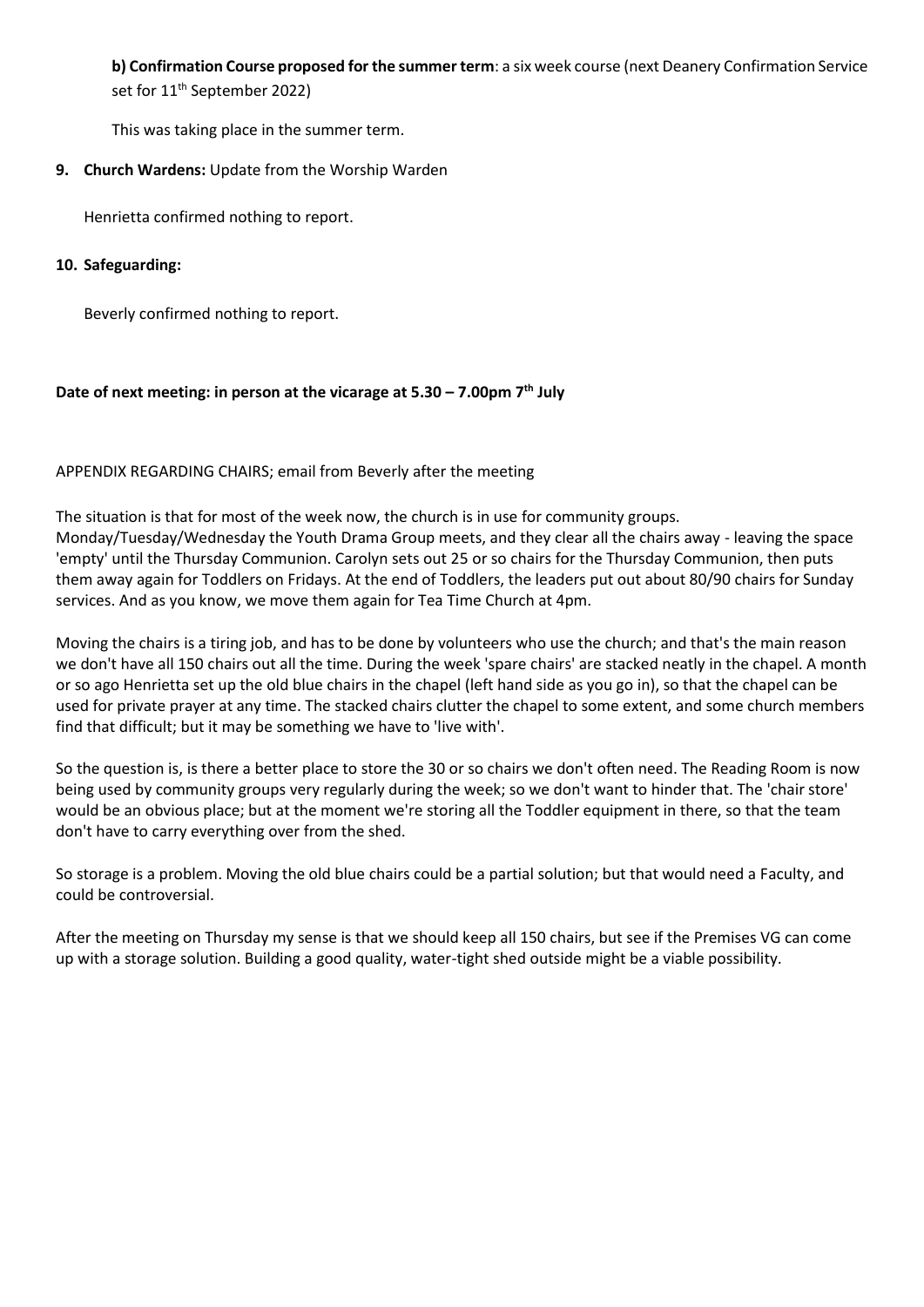**b) Confirmation Course proposed for the summer term**: a six week course (next Deanery Confirmation Service set for 11th September 2022)

This was taking place in the summer term.

**9. Church Wardens:** Update from the Worship Warden

Henrietta confirmed nothing to report.

**10. Safeguarding:**

Beverly confirmed nothing to report.

**Date of next meeting: in person at the vicarage at 5.30 – 7.00pm 7th July**

APPENDIX REGARDING CHAIRS; email from Beverly after the meeting

The situation is that for most of the week now, the church is in use for community groups. Monday/Tuesday/Wednesday the Youth Drama Group meets, and they clear all the chairs away - leaving the space 'empty' until the Thursday Communion. Carolyn sets out 25 or so chairs for the Thursday Communion, then puts them away again for Toddlers on Fridays. At the end of Toddlers, the leaders put out about 80/90 chairs for Sunday services. And as you know, we move them again for Tea Time Church at 4pm.

Moving the chairs is a tiring job, and has to be done by volunteers who use the church; and that's the main reason we don't have all 150 chairs out all the time. During the week 'spare chairs' are stacked neatly in the chapel. A month or so ago Henrietta set up the old blue chairs in the chapel (left hand side as you go in), so that the chapel can be used for private prayer at any time. The stacked chairs clutter the chapel to some extent, and some church members find that difficult; but it may be something we have to 'live with'.

So the question is, is there a better place to store the 30 or so chairs we don't often need. The Reading Room is now being used by community groups very regularly during the week; so we don't want to hinder that. The 'chair store' would be an obvious place; but at the moment we're storing all the Toddler equipment in there, so that the team don't have to carry everything over from the shed.

So storage is a problem. Moving the old blue chairs could be a partial solution; but that would need a Faculty, and could be controversial.

After the meeting on Thursday my sense is that we should keep all 150 chairs, but see if the Premises VG can come up with a storage solution. Building a good quality, water-tight shed outside might be a viable possibility.